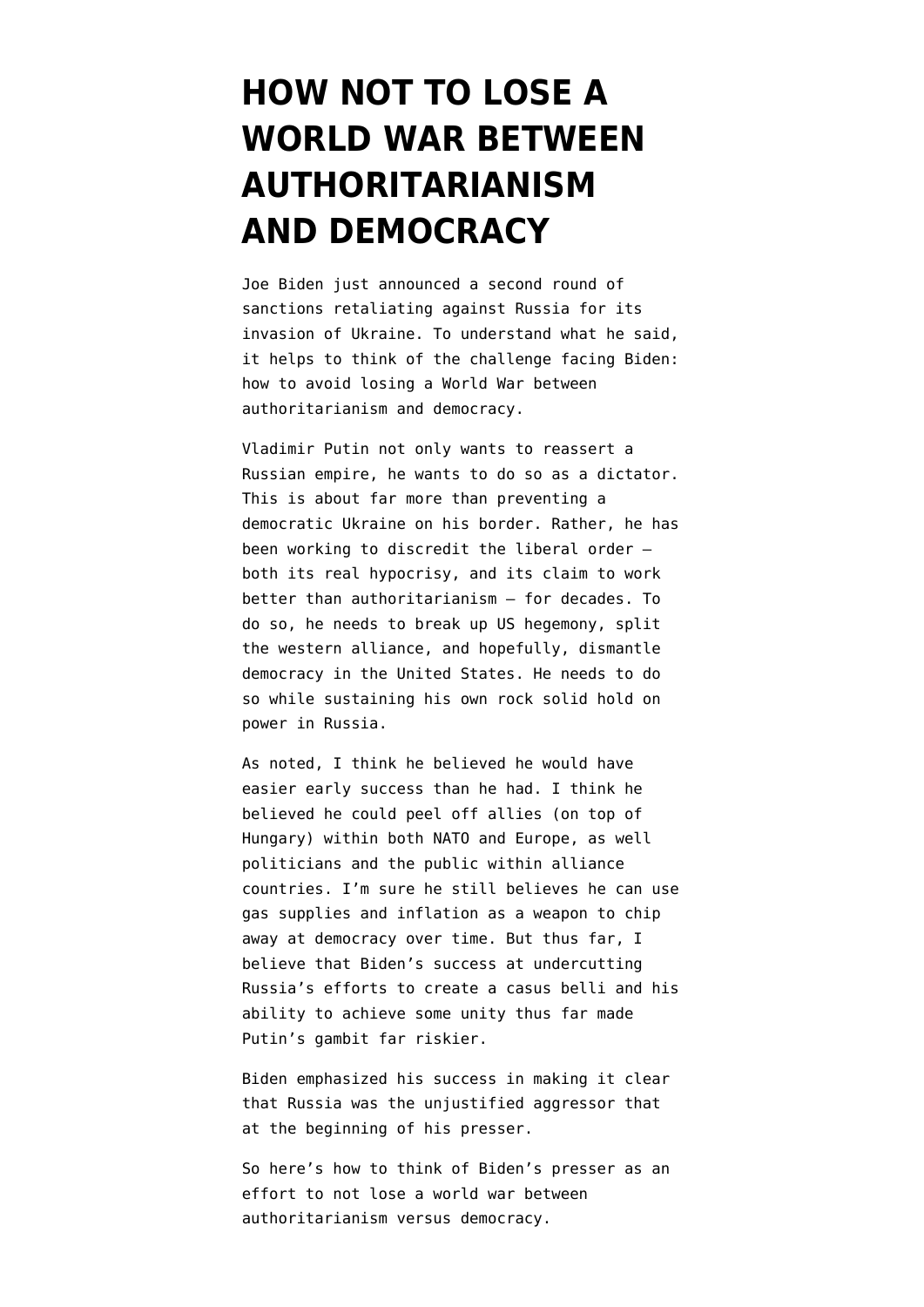# HOW NOT TO LOSE A WORLD WAR BETWEEN AUTHORITARIANISM AND DEMOCRACY

Joe Biden just announced a second round of sanctions retaliating against Russia for its invasion of Ukraine. To understand what he said, it helps to think of the challenge facing Biden: how to avoid losing a World War between authoritarianism and democracy.

Vladimir Putin not only wants to reassert a Russian empire, he wants to do so as a dictator. This is about far more than preventing a democratic Ukraine on his border. Rather, he has been working to discredit the liberal order — both its real hypocrisy, and its claim to work better than authoritarianism — for decades. To do so, he needs to break up US hegemony, split the western alliance, and hopefully, dismantle democracy in the United States. He needs to do so while sustaining his own rock solid hold on power in Russia.

As noted, I think he believed he would have easier early success than he had. I think he believed he could peel off allies (on top of Hungary) within both NATO and Europe, as well politicians and the public within alliance countries. I'm sure he still believes he can use gas supplies and inflation as a weapon to chip away at democracy over time. But thus far, I believe that Biden's success at undercutting Russia's efforts to create a casus belli and his ability to achieve some unity thus far made Putin's gambit far riskier.

Biden emphasized his success in making it clear that Russia was the unjustified aggressor that at the beginning of his presser.

So here's how to think of Biden's presser as an effort to not lose a world war between authoritarianism versus democracy.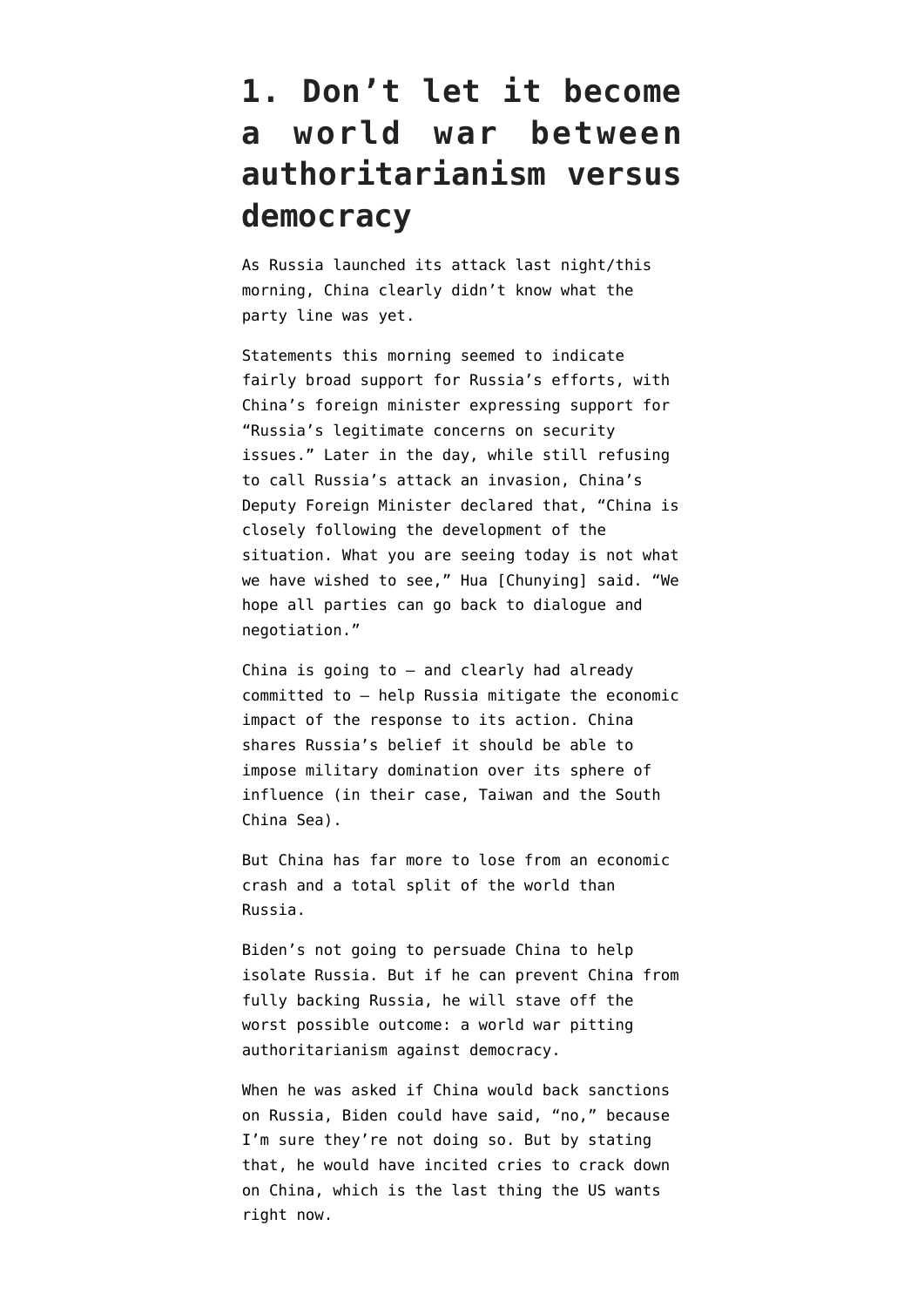# 1. Don't let it become a world war between authoritarianism versus democracy

As Russia launched its attack last night/this morning, China clearly didn't know what the party line was yet.

Statements this morning seemed to indicate fairly broad support for Russia's efforts, with China's foreign minister expressing support for "Russia's legitimate concerns on security issues." Later in the day, while still refusing to call Russia's attack an invasion, China's Deputy Foreign Minister declared that, "China is closely following the development of the situation. What you are seeing today is not what we have wished to see," Hua [Chunying] said. "We hope all parties can go back to dialogue and negotiation."

China is going to — and clearly had already committed to — help Russia mitigate the economic impact of the response to its action. China shares Russia's belief it should be able to impose military domination over its sphere of influence (in their case, Taiwan and the South China Sea).

But China has far more to lose from an economic crash and a total split of the world than Russia.

Biden's not going to persuade China to help isolate Russia. But if he can prevent China from fully backing Russia, he will stave off the worst possible outcome: a world war pitting authoritarianism against democracy.

When he was asked if China would back sanctions on Russia, Biden could have said, "no," because I'm sure they're not doing so. But by stating that, he would have incited cries to crack down on China, which is the last thing the US wants right now.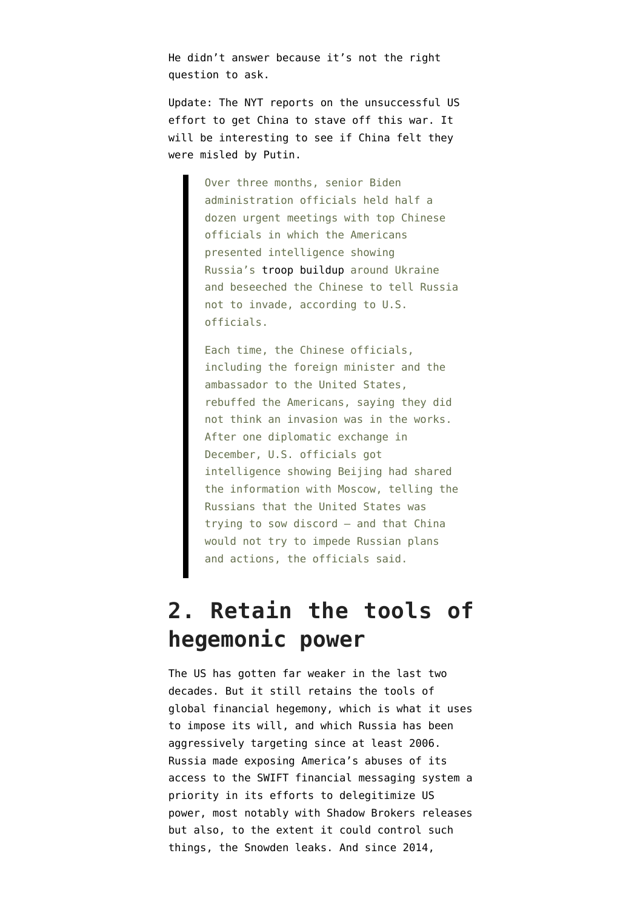He didn't answer because it's not the right question to ask.

Update: The NYT reports on the unsuccessful US effort to get China to stave off this war. It will be interesting to see if China felt they were misled by Putin.

> Over three months, senior Biden administration officials held half a dozen urgent meetings with top Chinese officials in which the Americans presented intelligence showing Russia's troop buildup around Ukraine and beseeched the Chinese to tell Russia not to invade, according to U.S. officials.
>
> Each time, the Chinese officials, including the foreign minister and the ambassador to the United States, rebuffed the Americans, saying they did not think an invasion was in the works. After one diplomatic exchange in December, U.S. officials got intelligence showing Beijing had shared the information with Moscow, telling the Russians that the United States was trying to sow discord — and that China would not try to impede Russian plans and actions, the officials said.

## 2. Retain the tools of hegemonic power

The US has gotten far weaker in the last two decades. But it still retains the tools of global financial hegemony, which is what it uses to impose its will, and which Russia has been aggressively targeting since at least 2006. Russia made exposing America's abuses of its access to the SWIFT financial messaging system a priority in its efforts to delegitimize US power, most notably with Shadow Brokers releases but also, to the extent it could control such things, the Snowden leaks. And since 2014,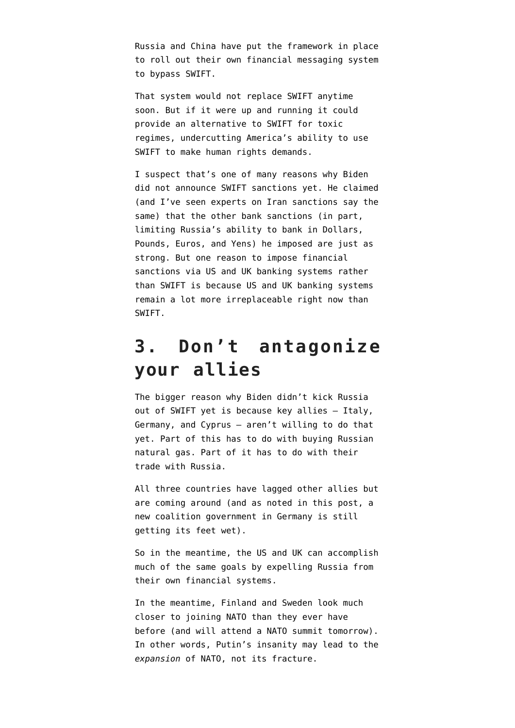Russia and China have put the framework in place to roll out their own financial messaging system to bypass SWIFT.

That system would not replace SWIFT anytime soon. But if it were up and running it could provide an alternative to SWIFT for toxic regimes, undercutting America's ability to use SWIFT to make human rights demands.

I suspect that's one of many reasons why Biden did not announce SWIFT sanctions yet. He claimed (and I've seen experts on Iran sanctions say the same) that the other bank sanctions (in part, limiting Russia's ability to bank in Dollars, Pounds, Euros, and Yens) he imposed are just as strong. But one reason to impose financial sanctions via US and UK banking systems rather than SWIFT is because US and UK banking systems remain a lot more irreplaceable right now than SWIFT.

## 3. Don't antagonize your allies

The bigger reason why Biden didn't kick Russia out of SWIFT yet is because key allies — Italy, Germany, and Cyprus — aren't willing to do that yet. Part of this has to do with buying Russian natural gas. Part of it has to do with their trade with Russia.

All three countries have lagged other allies but are coming around (and as noted in this post, a new coalition government in Germany is still getting its feet wet).

So in the meantime, the US and UK can accomplish much of the same goals by expelling Russia from their own financial systems.

In the meantime, Finland and Sweden look much closer to joining NATO than they ever have before (and will attend a NATO summit tomorrow). In other words, Putin's insanity may lead to the *expansion* of NATO, not its fracture.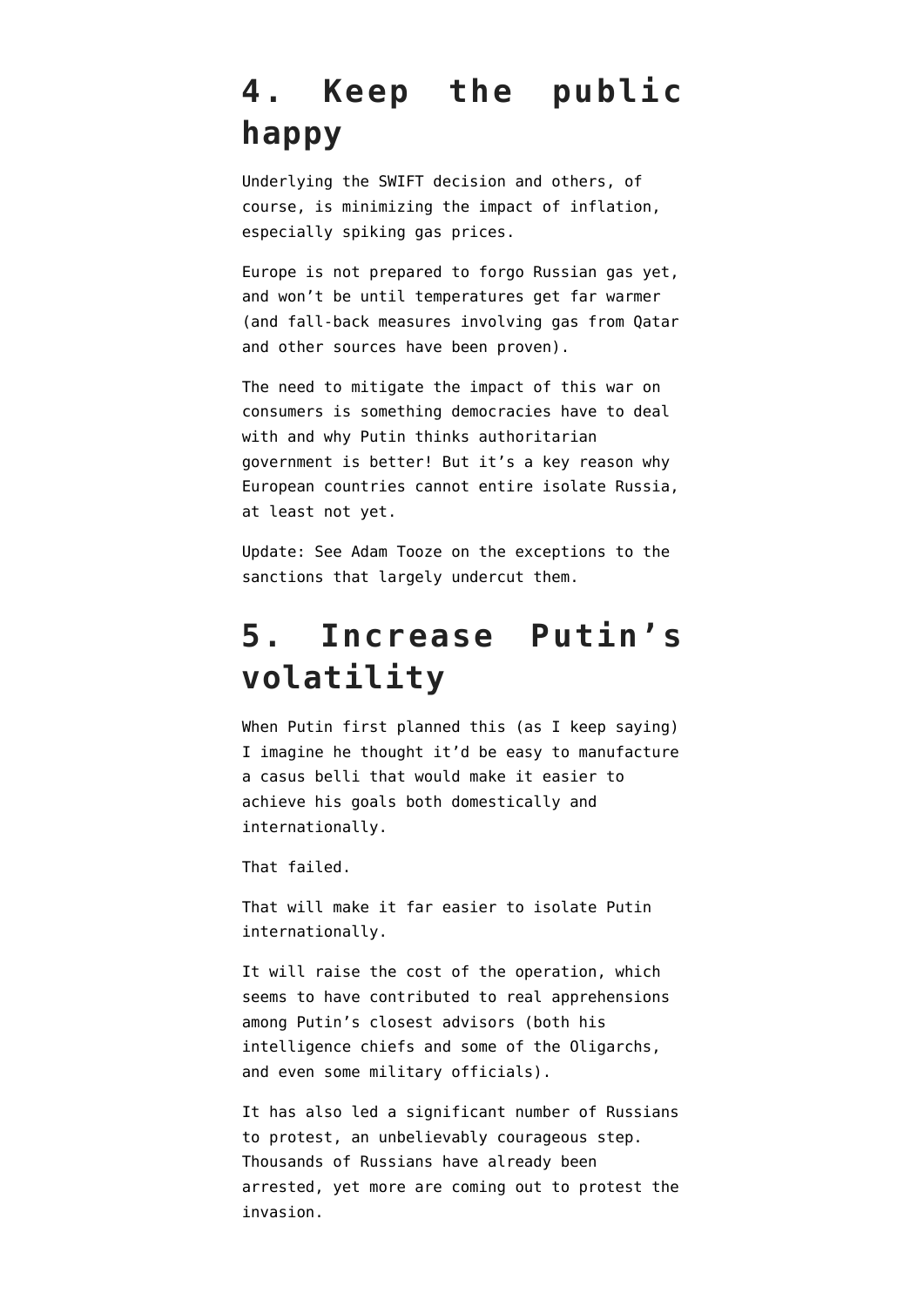## 4. Keep the public happy

Underlying the SWIFT decision and others, of course, is minimizing the impact of inflation, especially spiking gas prices.

Europe is not prepared to forgo Russian gas yet, and won't be until temperatures get far warmer (and fall-back measures involving gas from Qatar and other sources have been proven).

The need to mitigate the impact of this war on consumers is something democracies have to deal with and why Putin thinks authoritarian government is better! But it's a key reason why European countries cannot entire isolate Russia, at least not yet.

Update: See Adam Tooze on the exceptions to the sanctions that largely undercut them.

## 5. Increase Putin's volatility

When Putin first planned this (as I keep saying) I imagine he thought it'd be easy to manufacture a casus belli that would make it easier to achieve his goals both domestically and internationally.

That failed.

That will make it far easier to isolate Putin internationally.

It will raise the cost of the operation, which seems to have contributed to real apprehensions among Putin's closest advisors (both his intelligence chiefs and some of the Oligarchs, and even some military officials).

It has also led a significant number of Russians to protest, an unbelievably courageous step. Thousands of Russians have already been arrested, yet more are coming out to protest the invasion.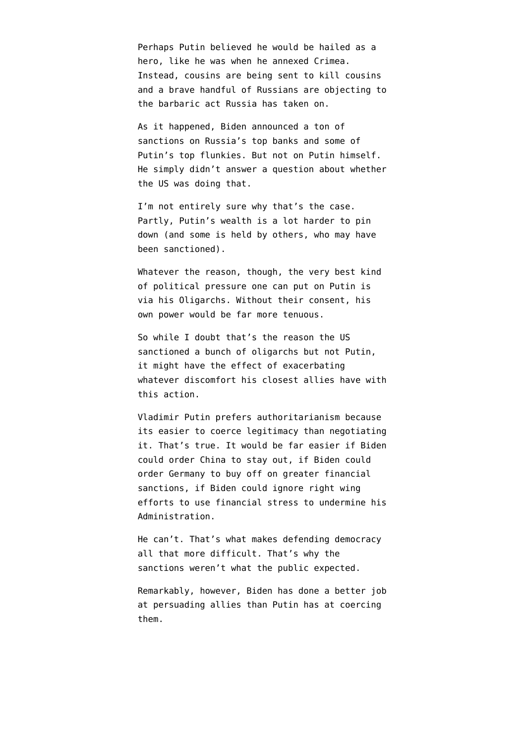Perhaps Putin believed he would be hailed as a hero, like he was when he annexed Crimea. Instead, cousins are being sent to kill cousins and a brave handful of Russians are objecting to the barbaric act Russia has taken on.

As it happened, Biden announced a ton of sanctions on Russia's top banks and some of Putin's top flunkies. But not on Putin himself. He simply didn't answer a question about whether the US was doing that.

I'm not entirely sure why that's the case. Partly, Putin's wealth is a lot harder to pin down (and some is held by others, who may have been sanctioned).

Whatever the reason, though, the very best kind of political pressure one can put on Putin is via his Oligarchs. Without their consent, his own power would be far more tenuous.

So while I doubt that's the reason the US sanctioned a bunch of oligarchs but not Putin, it might have the effect of exacerbating whatever discomfort his closest allies have with this action.

Vladimir Putin prefers authoritarianism because its easier to coerce legitimacy than negotiating it. That's true. It would be far easier if Biden could order China to stay out, if Biden could order Germany to buy off on greater financial sanctions, if Biden could ignore right wing efforts to use financial stress to undermine his Administration.

He can't. That's what makes defending democracy all that more difficult. That's why the sanctions weren't what the public expected.

Remarkably, however, Biden has done a better job at persuading allies than Putin has at coercing them.